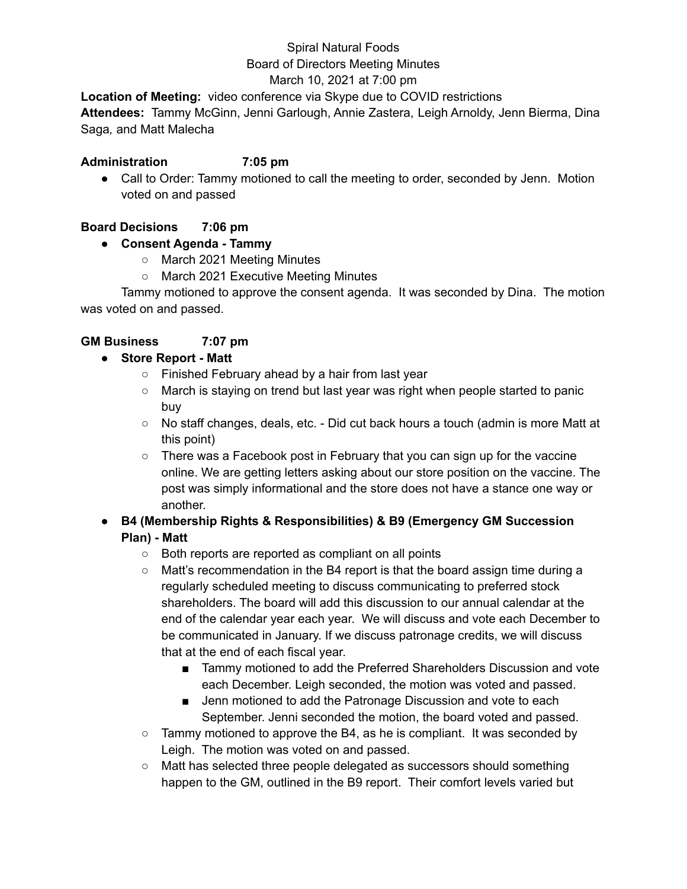Spiral Natural Foods
Board of Directors Meeting Minutes
March 10, 2021 at 7:00 pm

**Location of Meeting:** video conference via Skype due to COVID restrictions
**Attendees:** Tammy McGinn, Jenni Garlough, Annie Zastera, Leigh Arnoldy, Jenn Bierma, Dina Saga*,* and Matt Malecha

**Administration 7:05 pm**

- Call to Order: Tammy motioned to call the meeting to order, seconded by Jenn. Motion voted on and passed

**Board Decisions 7:06 pm**

- **Consent Agenda - Tammy**
  - March 2021 Meeting Minutes
  - March 2021 Executive Meeting Minutes

Tammy motioned to approve the consent agenda. It was seconded by Dina. The motion was voted on and passed.

**GM Business 7:07 pm**

- **Store Report - Matt**
  - Finished February ahead by a hair from last year
  - March is staying on trend but last year was right when people started to panic buy
  - No staff changes, deals, etc. - Did cut back hours a touch (admin is more Matt at this point)
  - There was a Facebook post in February that you can sign up for the vaccine online. We are getting letters asking about our store position on the vaccine. The post was simply informational and the store does not have a stance one way or another.
- **B4 (Membership Rights & Responsibilities) & B9 (Emergency GM Succession Plan) - Matt**
  - Both reports are reported as compliant on all points
  - Matt's recommendation in the B4 report is that the board assign time during a regularly scheduled meeting to discuss communicating to preferred stock shareholders. The board will add this discussion to our annual calendar at the end of the calendar year each year. We will discuss and vote each December to be communicated in January. If we discuss patronage credits, we will discuss that at the end of each fiscal year.
    - Tammy motioned to add the Preferred Shareholders Discussion and vote each December. Leigh seconded, the motion was voted and passed.
    - Jenn motioned to add the Patronage Discussion and vote to each September. Jenni seconded the motion, the board voted and passed.
  - Tammy motioned to approve the B4, as he is compliant. It was seconded by Leigh. The motion was voted on and passed.
  - Matt has selected three people delegated as successors should something happen to the GM, outlined in the B9 report. Their comfort levels varied but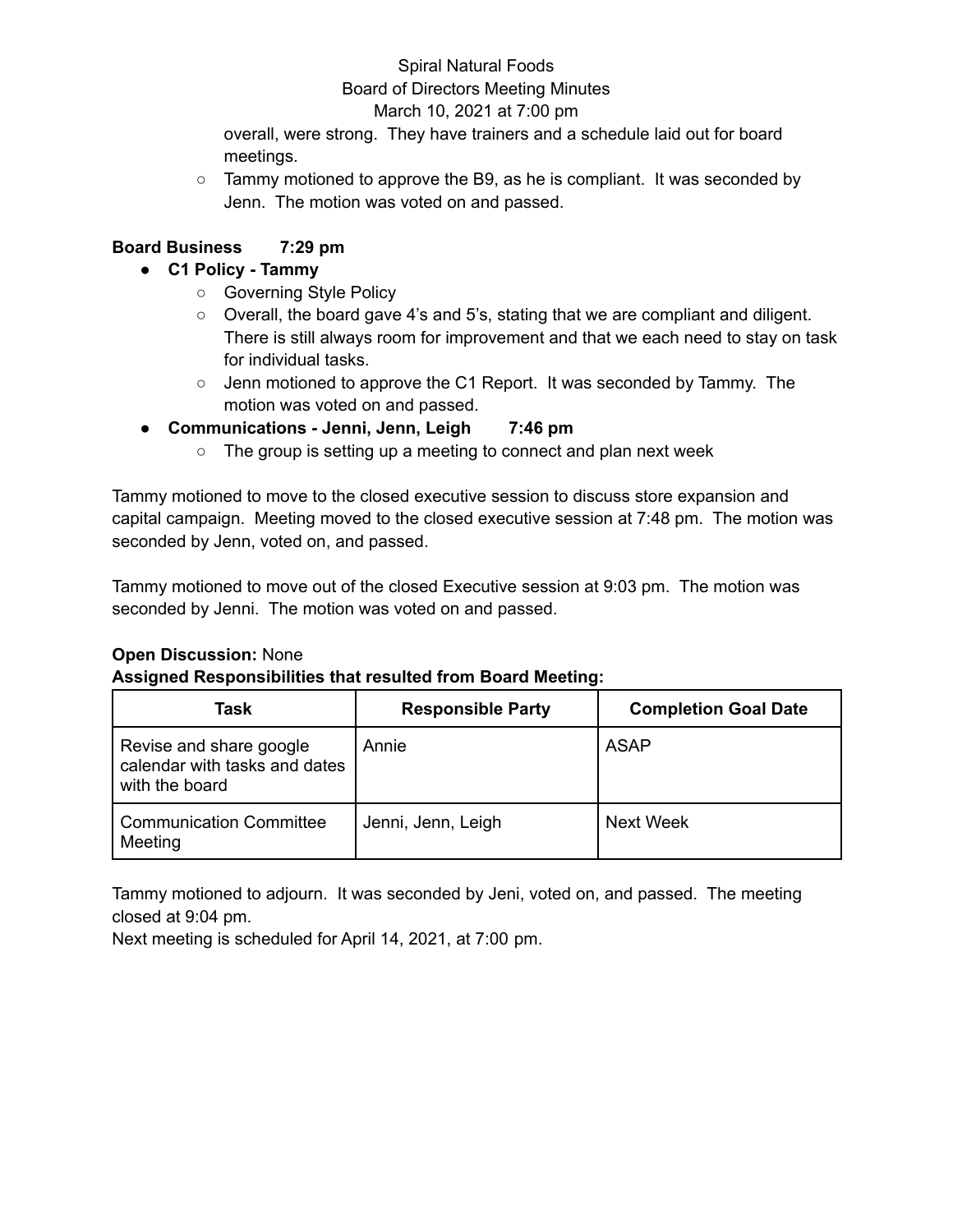overall, were strong. They have trainers and a schedule laid out for board meetings.

  - Tammy motioned to approve the B9, as he is compliant. It was seconded by Jenn. The motion was voted on and passed.

**Board Business 7:29 pm**

- **C1 Policy - Tammy**
  - Governing Style Policy
  - Overall, the board gave 4's and 5's, stating that we are compliant and diligent. There is still always room for improvement and that we each need to stay on task for individual tasks.
  - Jenn motioned to approve the C1 Report. It was seconded by Tammy. The motion was voted on and passed.
- **Communications - Jenni, Jenn, Leigh 7:46 pm**
  - The group is setting up a meeting to connect and plan next week

Tammy motioned to move to the closed executive session to discuss store expansion and capital campaign. Meeting moved to the closed executive session at 7:48 pm. The motion was seconded by Jenn, voted on, and passed.

Tammy motioned to move out of the closed Executive session at 9:03 pm. The motion was seconded by Jenni. The motion was voted on and passed.

**Open Discussion:** None

**Assigned Responsibilities that resulted from Board Meeting:**

| Task | Responsible Party | Completion Goal Date |
|---|---|---|
| Revise and share google calendar with tasks and dates with the board | Annie | ASAP |
| Communication Committee Meeting | Jenni, Jenn, Leigh | Next Week |

Tammy motioned to adjourn. It was seconded by Jeni, voted on, and passed. The meeting closed at 9:04 pm.

Next meeting is scheduled for April 14, 2021, at 7:00 pm.